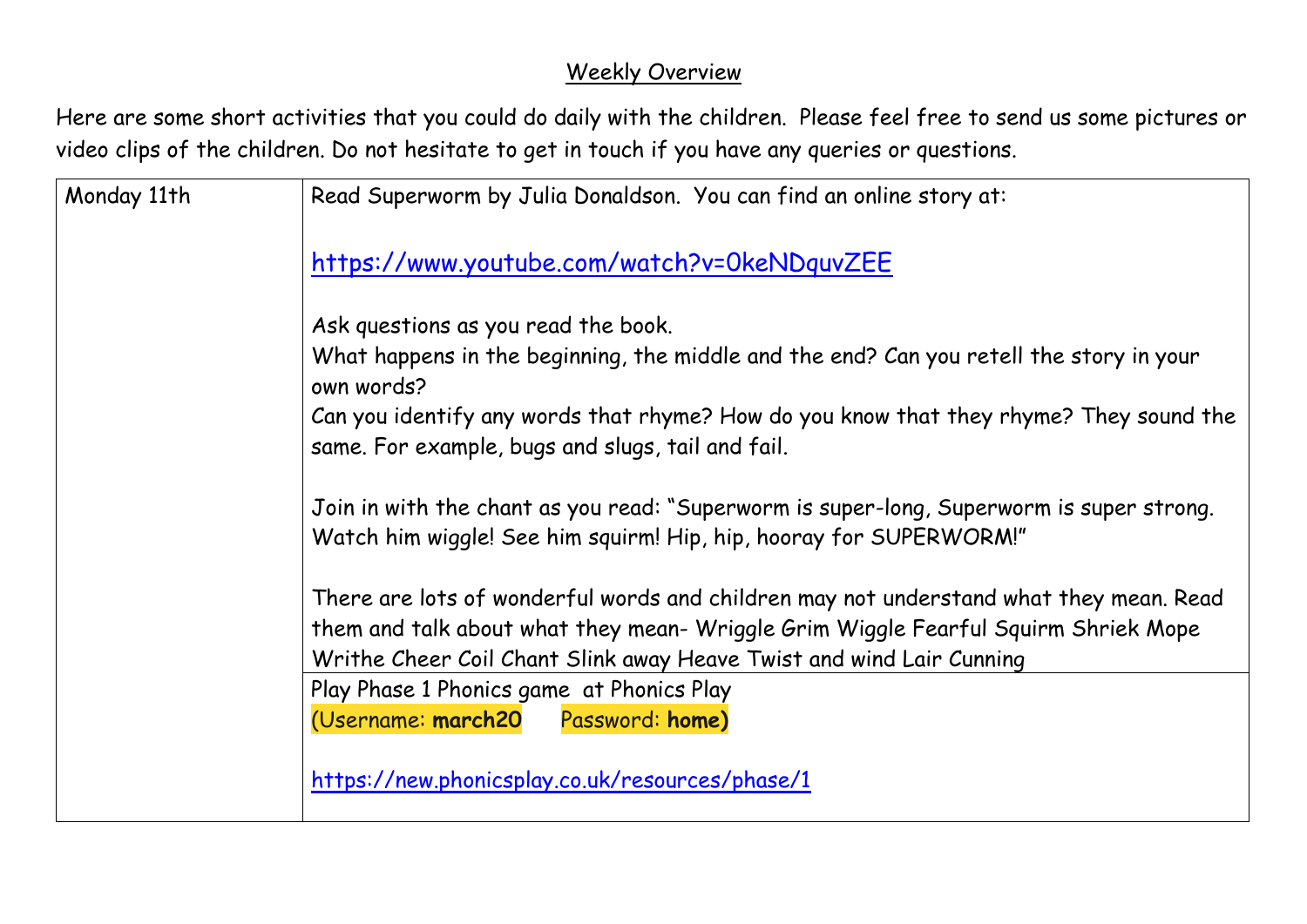## Weekly Overview

Here are some short activities that you could do daily with the children. Please feel free to send us some pictures or video clips of the children. Do not hesitate to get in touch if you have any queries or questions.

| | |
|---|---|
| Monday 11th | Read Superworm by Julia Donaldson. You can find an online story at:<br><br>https://www.youtube.com/watch?v=0keNDquvZEE<br><br>Ask questions as you read the book.<br>What happens in the beginning, the middle and the end? Can you retell the story in your own words?<br>Can you identify any words that rhyme? How do you know that they rhyme? They sound the same. For example, bugs and slugs, tail and fail.<br><br>Join in with the chant as you read: "Superworm is super-long, Superworm is super strong. Watch him wiggle! See him squirm! Hip, hip, hooray for SUPERWORM!"<br><br>There are lots of wonderful words and children may not understand what they mean. Read them and talk about what they mean- Wriggle Grim Wiggle Fearful Squirm Shriek Mope Writhe Cheer Coil Chant Slink away Heave Twist and wind Lair Cunning |
| | Play Phase 1 Phonics game at Phonics Play<br>(Username: **march20** Password: **home)**<br><br>https://new.phonicsplay.co.uk/resources/phase/1 |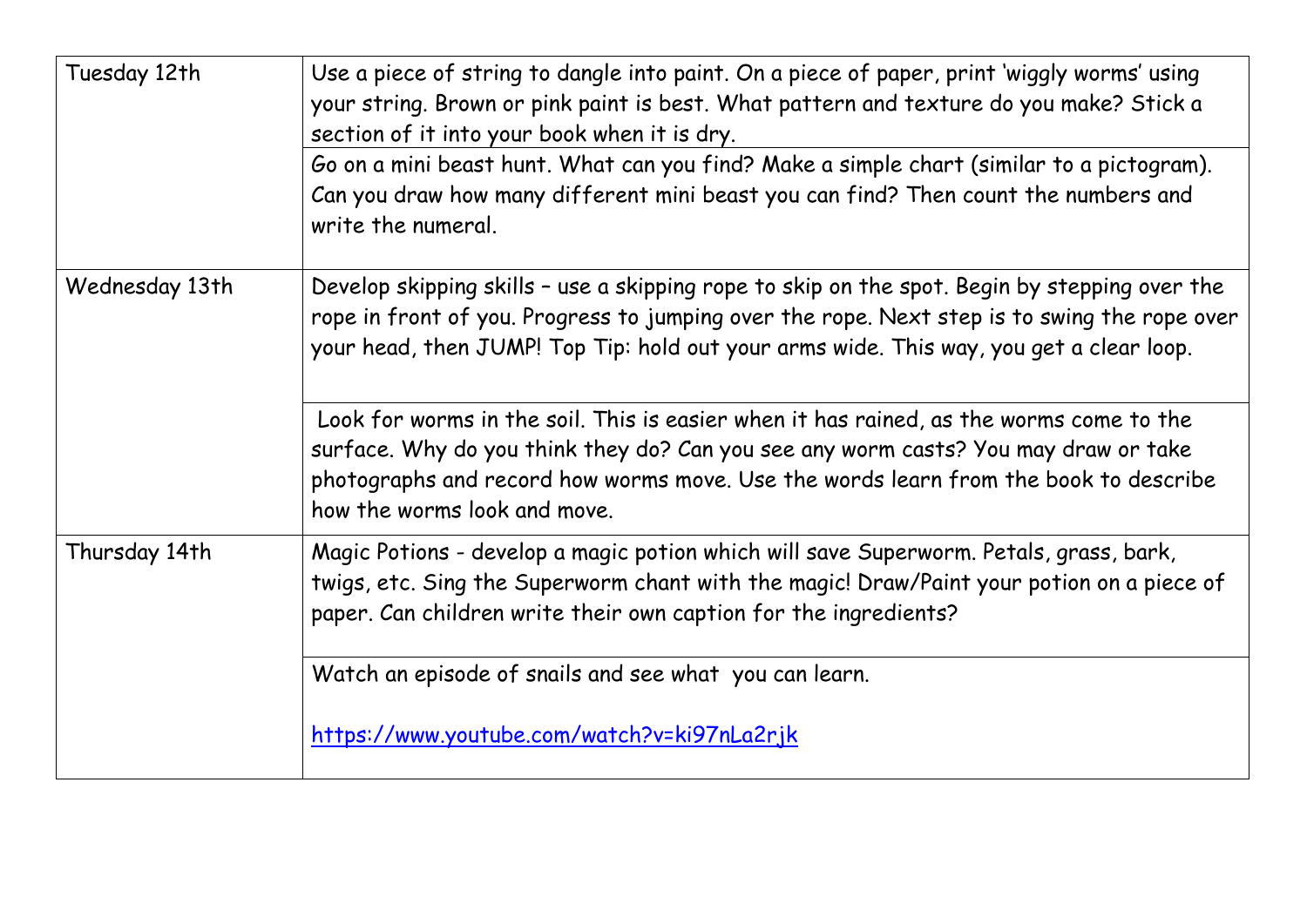| | |
|---|---|
| Tuesday 12th | Use a piece of string to dangle into paint. On a piece of paper, print 'wiggly worms' using your string. Brown or pink paint is best. What pattern and texture do you make? Stick a section of it into your book when it is dry. |
| | Go on a mini beast hunt. What can you find? Make a simple chart (similar to a pictogram). Can you draw how many different mini beast you can find? Then count the numbers and write the numeral. |
| Wednesday 13th | Develop skipping skills – use a skipping rope to skip on the spot. Begin by stepping over the rope in front of you. Progress to jumping over the rope. Next step is to swing the rope over your head, then JUMP! Top Tip: hold out your arms wide. This way, you get a clear loop. |
| | Look for worms in the soil. This is easier when it has rained, as the worms come to the surface. Why do you think they do? Can you see any worm casts? You may draw or take photographs and record how worms move. Use the words learn from the book to describe how the worms look and move. |
| Thursday 14th | Magic Potions - develop a magic potion which will save Superworm. Petals, grass, bark, twigs, etc. Sing the Superworm chant with the magic! Draw/Paint your potion on a piece of paper. Can children write their own caption for the ingredients? |
| | Watch an episode of snails and see what you can learn. [https://www.youtube.com/watch?v=ki97nLa2rjk](https://www.youtube.com/watch?v=ki97nLa2rjk) |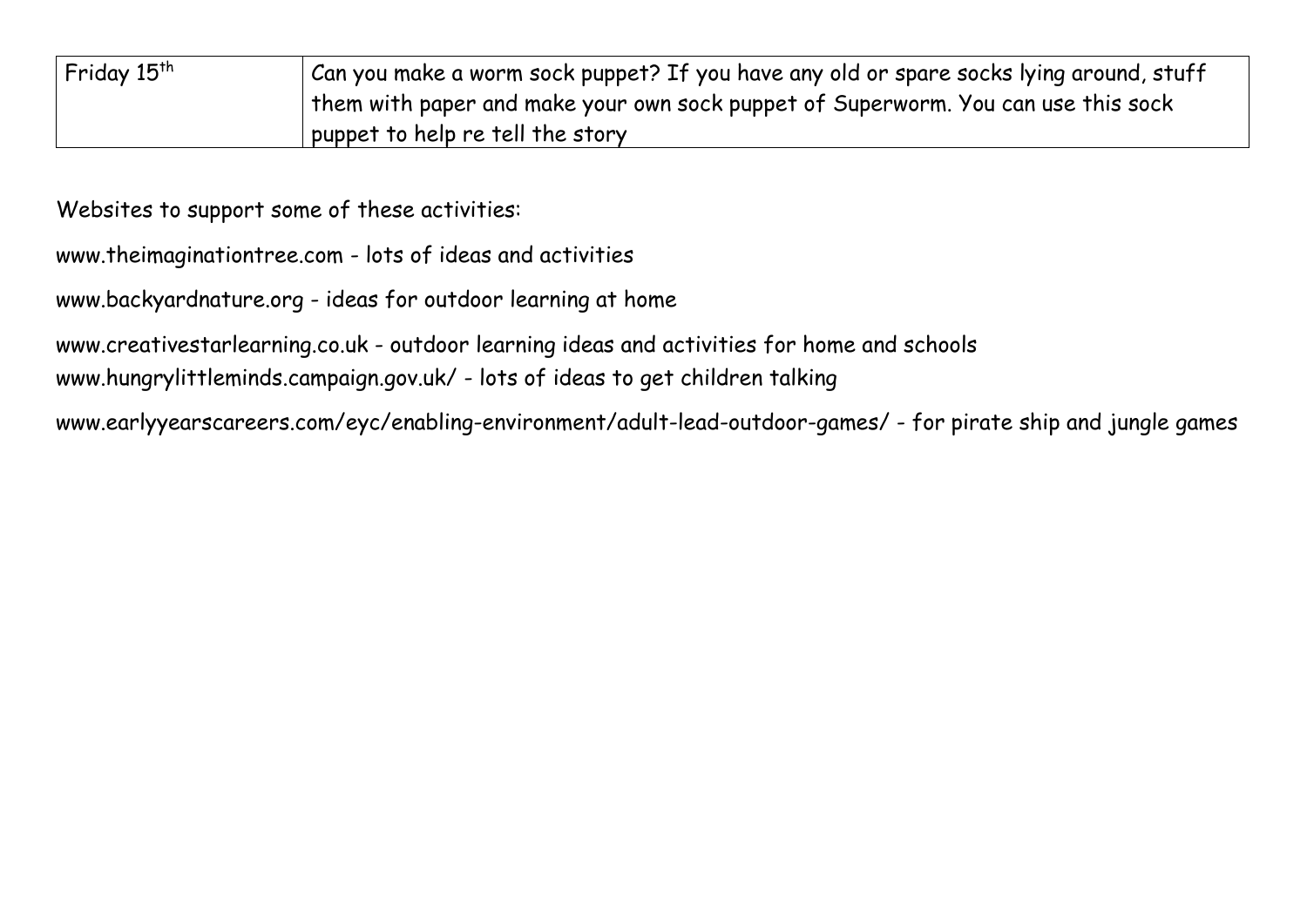| | |
|---|---|
| Friday 15th | Can you make a worm sock puppet? If you have any old or spare socks lying around, stuff them with paper and make your own sock puppet of Superworm. You can use this sock puppet to help re tell the story |

Websites to support some of these activities:

www.theimaginationtree.com - lots of ideas and activities

www.backyardnature.org - ideas for outdoor learning at home

www.creativestarlearning.co.uk - outdoor learning ideas and activities for home and schools

www.hungrylittleminds.campaign.gov.uk/ - lots of ideas to get children talking

www.earlyyearscareers.com/eyc/enabling-environment/adult-lead-outdoor-games/ - for pirate ship and jungle games